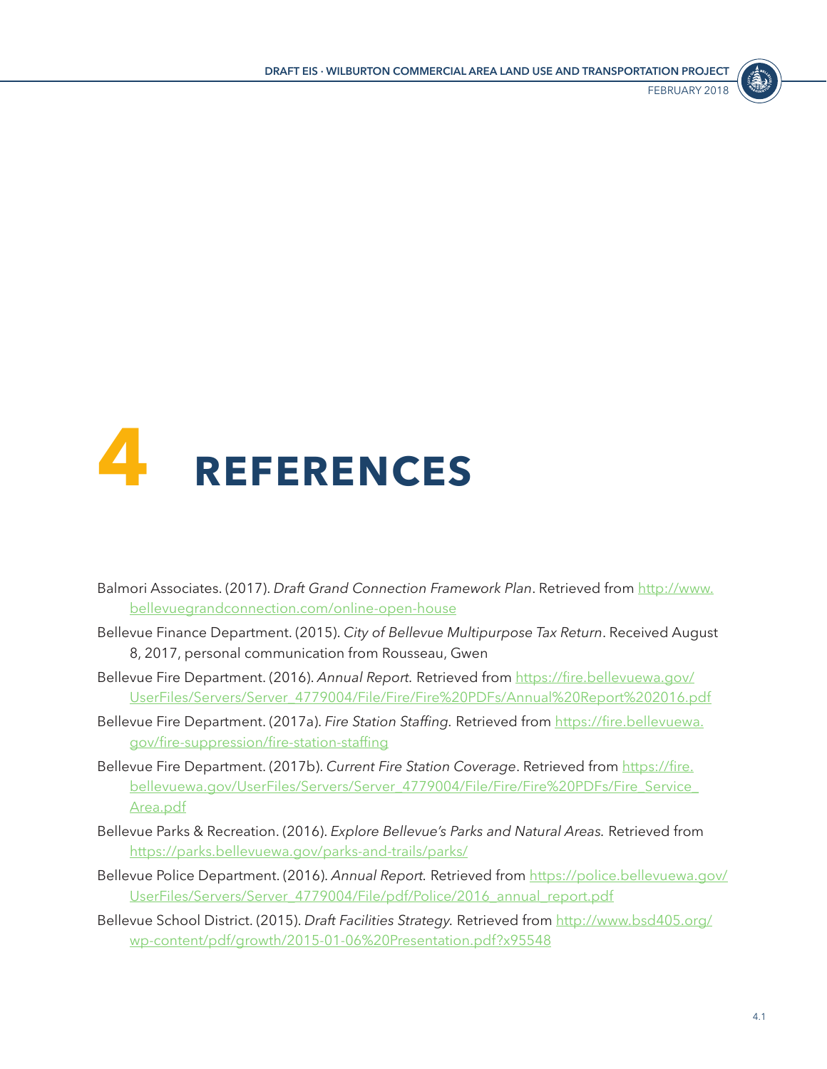# 4 REFERENCES

Balmori Associates. (2017). *Draft Grand Connection Framework Plan*. Retrieved from http://www.bellevuegrandconnection.com/online-open-house

Bellevue Finance Department. (2015). *City of Bellevue Multipurpose Tax Return*. Received August 8, 2017, personal communication from Rousseau, Gwen

Bellevue Fire Department. (2016). *Annual Report.* Retrieved from https://fire.bellevuewa.gov/UserFiles/Servers/Server_4779004/File/Fire/Fire%20PDFs/Annual%20Report%202016.pdf

Bellevue Fire Department. (2017a). *Fire Station Staffing.* Retrieved from https://fire.bellevuewa.gov/fire-suppression/fire-station-staffing

Bellevue Fire Department. (2017b). *Current Fire Station Coverage*. Retrieved from https://fire.bellevuewa.gov/UserFiles/Servers/Server_4779004/File/Fire/Fire%20PDFs/Fire_Service_Area.pdf

Bellevue Parks & Recreation. (2016). *Explore Bellevue's Parks and Natural Areas.* Retrieved from https://parks.bellevuewa.gov/parks-and-trails/parks/

Bellevue Police Department. (2016). *Annual Report.* Retrieved from https://police.bellevuewa.gov/UserFiles/Servers/Server_4779004/File/pdf/Police/2016_annual_report.pdf

Bellevue School District. (2015). *Draft Facilities Strategy.* Retrieved from http://www.bsd405.org/wp-content/pdf/growth/2015-01-06%20Presentation.pdf?x95548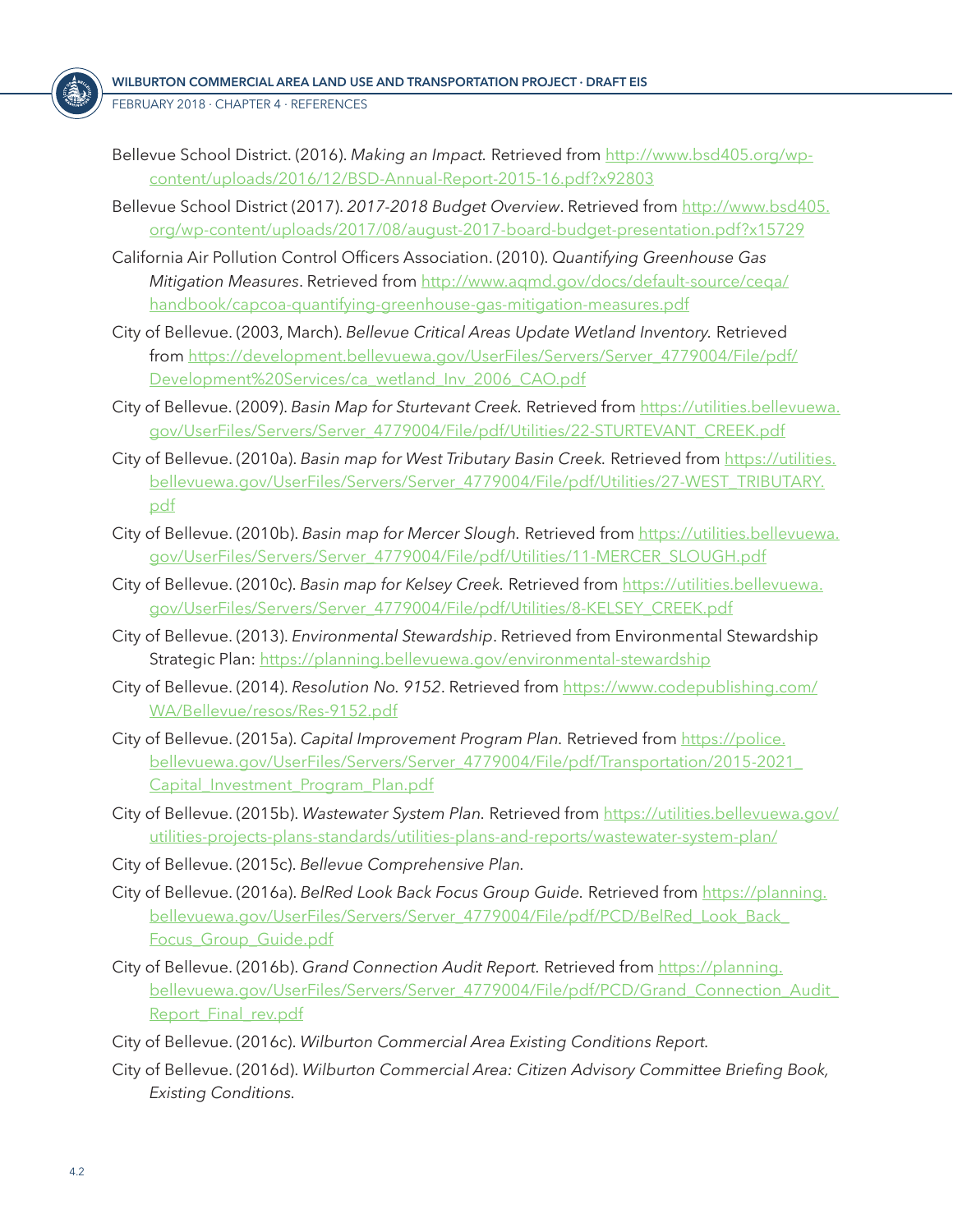Bellevue School District. (2016). *Making an Impact.* Retrieved from http://www.bsd405.org/wp-content/uploads/2016/12/BSD-Annual-Report-2015-16.pdf?x92803

Bellevue School District (2017). *2017-2018 Budget Overview*. Retrieved from http://www.bsd405.org/wp-content/uploads/2017/08/august-2017-board-budget-presentation.pdf?x15729

California Air Pollution Control Officers Association. (2010). *Quantifying Greenhouse Gas Mitigation Measures*. Retrieved from http://www.aqmd.gov/docs/default-source/ceqa/handbook/capcoa-quantifying-greenhouse-gas-mitigation-measures.pdf

City of Bellevue. (2003, March). *Bellevue Critical Areas Update Wetland Inventory.* Retrieved from https://development.bellevuewa.gov/UserFiles/Servers/Server_4779004/File/pdf/Development%20Services/ca_wetland_Inv_2006_CAO.pdf

City of Bellevue. (2009). *Basin Map for Sturtevant Creek.* Retrieved from https://utilities.bellevuewa.gov/UserFiles/Servers/Server_4779004/File/pdf/Utilities/22-STURTEVANT_CREEK.pdf

City of Bellevue. (2010a). *Basin map for West Tributary Basin Creek.* Retrieved from https://utilities.bellevuewa.gov/UserFiles/Servers/Server_4779004/File/pdf/Utilities/27-WEST_TRIBUTARY.pdf

City of Bellevue. (2010b). *Basin map for Mercer Slough.* Retrieved from https://utilities.bellevuewa.gov/UserFiles/Servers/Server_4779004/File/pdf/Utilities/11-MERCER_SLOUGH.pdf

City of Bellevue. (2010c). *Basin map for Kelsey Creek.* Retrieved from https://utilities.bellevuewa.gov/UserFiles/Servers/Server_4779004/File/pdf/Utilities/8-KELSEY_CREEK.pdf

City of Bellevue. (2013). *Environmental Stewardship*. Retrieved from Environmental Stewardship Strategic Plan: https://planning.bellevuewa.gov/environmental-stewardship

City of Bellevue. (2014). *Resolution No. 9152*. Retrieved from https://www.codepublishing.com/WA/Bellevue/resos/Res-9152.pdf

City of Bellevue. (2015a). *Capital Improvement Program Plan.* Retrieved from https://police.bellevuewa.gov/UserFiles/Servers/Server_4779004/File/pdf/Transportation/2015-2021_Capital_Investment_Program_Plan.pdf

City of Bellevue. (2015b). *Wastewater System Plan.* Retrieved from https://utilities.bellevuewa.gov/utilities-projects-plans-standards/utilities-plans-and-reports/wastewater-system-plan/

City of Bellevue. (2015c). *Bellevue Comprehensive Plan.*

City of Bellevue. (2016a). *BelRed Look Back Focus Group Guide.* Retrieved from https://planning.bellevuewa.gov/UserFiles/Servers/Server_4779004/File/pdf/PCD/BelRed_Look_Back_Focus_Group_Guide.pdf

City of Bellevue. (2016b). *Grand Connection Audit Report.* Retrieved from https://planning.bellevuewa.gov/UserFiles/Servers/Server_4779004/File/pdf/PCD/Grand_Connection_Audit_Report_Final_rev.pdf

City of Bellevue. (2016c). *Wilburton Commercial Area Existing Conditions Report.*

City of Bellevue. (2016d). *Wilburton Commercial Area: Citizen Advisory Committee Briefing Book, Existing Conditions.*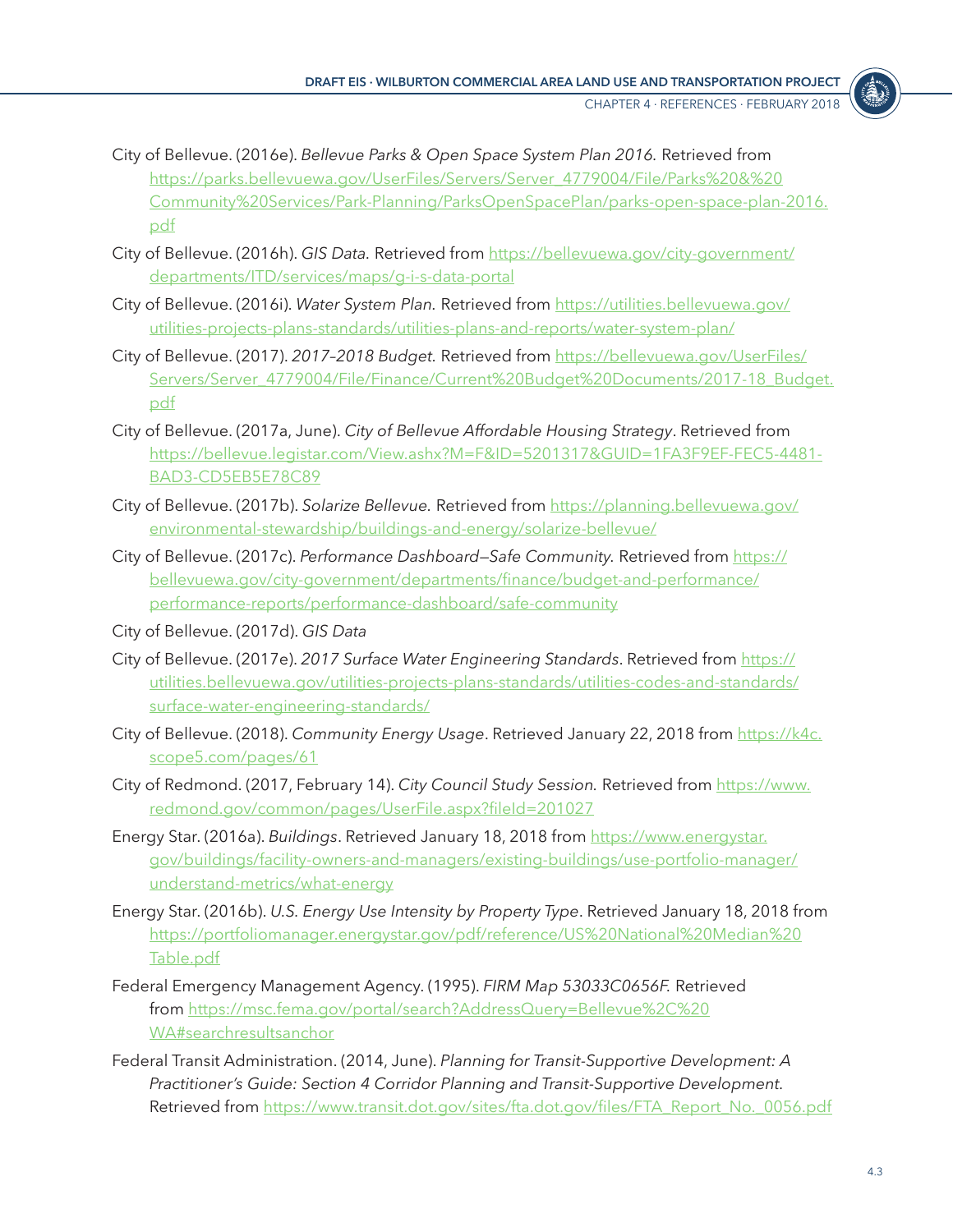City of Bellevue. (2016e). *Bellevue Parks & Open Space System Plan 2016.* Retrieved from https://parks.bellevuewa.gov/UserFiles/Servers/Server_4779004/File/Parks%20&%20Community%20Services/Park-Planning/ParksOpenSpacePlan/parks-open-space-plan-2016.pdf

City of Bellevue. (2016h). *GIS Data.* Retrieved from https://bellevuewa.gov/city-government/departments/ITD/services/maps/g-i-s-data-portal

City of Bellevue. (2016i). *Water System Plan.* Retrieved from https://utilities.bellevuewa.gov/utilities-projects-plans-standards/utilities-plans-and-reports/water-system-plan/

City of Bellevue. (2017). *2017–2018 Budget.* Retrieved from https://bellevuewa.gov/UserFiles/Servers/Server_4779004/File/Finance/Current%20Budget%20Documents/2017-18_Budget.pdf

City of Bellevue. (2017a, June). *City of Bellevue Affordable Housing Strategy*. Retrieved from https://bellevue.legistar.com/View.ashx?M=F&ID=5201317&GUID=1FA3F9EF-FEC5-4481-BAD3-CD5EB5E78C89

City of Bellevue. (2017b). *Solarize Bellevue.* Retrieved from https://planning.bellevuewa.gov/environmental-stewardship/buildings-and-energy/solarize-bellevue/

City of Bellevue. (2017c). *Performance Dashboard—Safe Community.* Retrieved from https://bellevuewa.gov/city-government/departments/finance/budget-and-performance/performance-reports/performance-dashboard/safe-community

City of Bellevue. (2017d). *GIS Data*

City of Bellevue. (2017e). *2017 Surface Water Engineering Standards*. Retrieved from https://utilities.bellevuewa.gov/utilities-projects-plans-standards/utilities-codes-and-standards/surface-water-engineering-standards/

City of Bellevue. (2018). *Community Energy Usage*. Retrieved January 22, 2018 from https://k4c.scope5.com/pages/61

City of Redmond. (2017, February 14). *City Council Study Session.* Retrieved from https://www.redmond.gov/common/pages/UserFile.aspx?fileId=201027

Energy Star. (2016a). *Buildings*. Retrieved January 18, 2018 from https://www.energystar.gov/buildings/facility-owners-and-managers/existing-buildings/use-portfolio-manager/understand-metrics/what-energy

Energy Star. (2016b). *U.S. Energy Use Intensity by Property Type*. Retrieved January 18, 2018 from https://portfoliomanager.energystar.gov/pdf/reference/US%20National%20Median%20Table.pdf

Federal Emergency Management Agency. (1995). *FIRM Map 53033C0656F.* Retrieved from https://msc.fema.gov/portal/search?AddressQuery=Bellevue%2C%20WA#searchresultsanchor

Federal Transit Administration. (2014, June). *Planning for Transit-Supportive Development: A Practitioner's Guide: Section 4 Corridor Planning and Transit-Supportive Development.* Retrieved from https://www.transit.dot.gov/sites/fta.dot.gov/files/FTA_Report_No._0056.pdf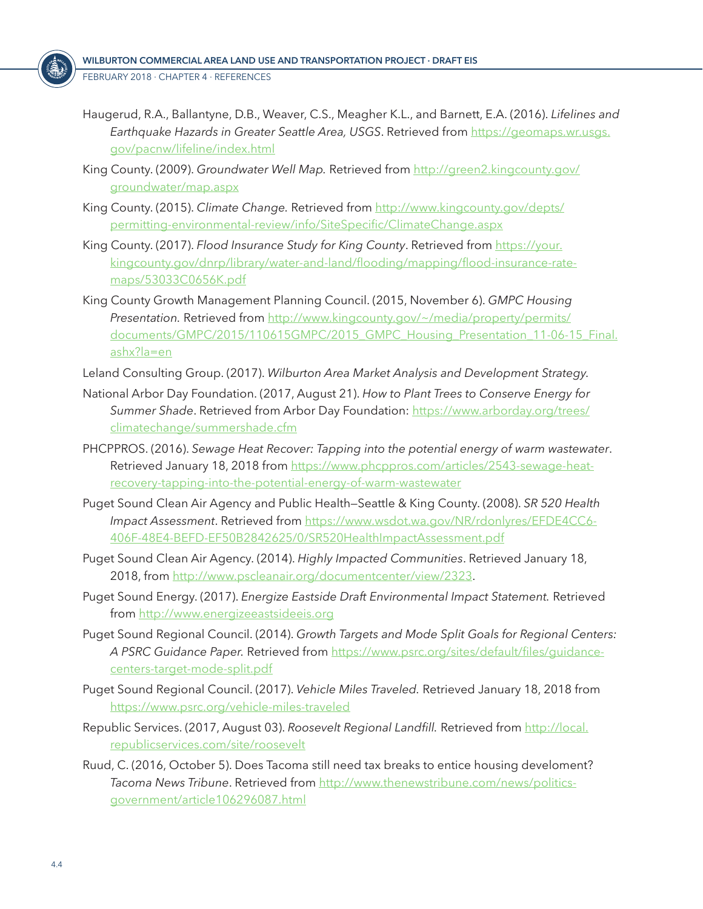Haugerud, R.A., Ballantyne, D.B., Weaver, C.S., Meagher K.L., and Barnett, E.A. (2016). *Lifelines and Earthquake Hazards in Greater Seattle Area, USGS*. Retrieved from https://geomaps.wr.usgs.gov/pacnw/lifeline/index.html

King County. (2009). *Groundwater Well Map.* Retrieved from http://green2.kingcounty.gov/groundwater/map.aspx

King County. (2015). *Climate Change.* Retrieved from http://www.kingcounty.gov/depts/permitting-environmental-review/info/SiteSpecific/ClimateChange.aspx

King County. (2017). *Flood Insurance Study for King County*. Retrieved from https://your.kingcounty.gov/dnrp/library/water-and-land/flooding/mapping/flood-insurance-rate-maps/53033C0656K.pdf

King County Growth Management Planning Council. (2015, November 6). *GMPC Housing Presentation.* Retrieved from http://www.kingcounty.gov/~/media/property/permits/documents/GMPC/2015/110615GMPC/2015_GMPC_Housing_Presentation_11-06-15_Final.ashx?la=en

Leland Consulting Group. (2017). *Wilburton Area Market Analysis and Development Strategy.*

National Arbor Day Foundation. (2017, August 21). *How to Plant Trees to Conserve Energy for Summer Shade*. Retrieved from Arbor Day Foundation: https://www.arborday.org/trees/climatechange/summershade.cfm

PHCPPROS. (2016). *Sewage Heat Recover: Tapping into the potential energy of warm wastewater*. Retrieved January 18, 2018 from https://www.phcppros.com/articles/2543-sewage-heat-recovery-tapping-into-the-potential-energy-of-warm-wastewater

Puget Sound Clean Air Agency and Public Health—Seattle & King County. (2008). *SR 520 Health Impact Assessment*. Retrieved from https://www.wsdot.wa.gov/NR/rdonlyres/EFDE4CC6-406F-48E4-BEFD-EF50B2842625/0/SR520HealthImpactAssessment.pdf

Puget Sound Clean Air Agency. (2014). *Highly Impacted Communities*. Retrieved January 18, 2018, from http://www.pscleanair.org/documentcenter/view/2323.

Puget Sound Energy. (2017). *Energize Eastside Draft Environmental Impact Statement.* Retrieved from http://www.energizeeastsideeis.org

Puget Sound Regional Council. (2014). *Growth Targets and Mode Split Goals for Regional Centers: A PSRC Guidance Paper.* Retrieved from https://www.psrc.org/sites/default/files/guidance-centers-target-mode-split.pdf

Puget Sound Regional Council. (2017). *Vehicle Miles Traveled.* Retrieved January 18, 2018 from https://www.psrc.org/vehicle-miles-traveled

Republic Services. (2017, August 03). *Roosevelt Regional Landfill.* Retrieved from http://local.republicservices.com/site/roosevelt

Ruud, C. (2016, October 5). Does Tacoma still need tax breaks to entice housing develoment? *Tacoma News Tribune*. Retrieved from http://www.thenewstribune.com/news/politics-government/article106296087.html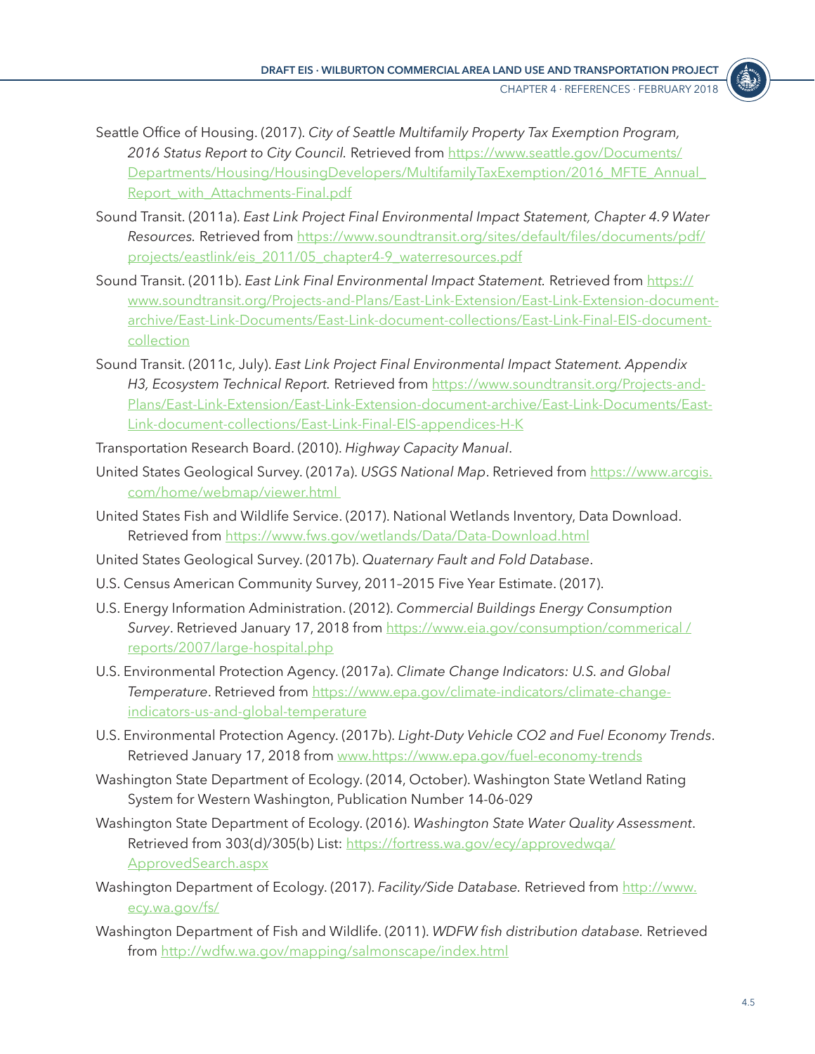Seattle Office of Housing. (2017). *City of Seattle Multifamily Property Tax Exemption Program, 2016 Status Report to City Council.* Retrieved from https://www.seattle.gov/Documents/Departments/Housing/HousingDevelopers/MultifamilyTaxExemption/2016_MFTE_Annual_Report_with_Attachments-Final.pdf

Sound Transit. (2011a). *East Link Project Final Environmental Impact Statement, Chapter 4.9 Water Resources.* Retrieved from https://www.soundtransit.org/sites/default/files/documents/pdf/projects/eastlink/eis_2011/05_chapter4-9_waterresources.pdf

Sound Transit. (2011b). *East Link Final Environmental Impact Statement.* Retrieved from https://www.soundtransit.org/Projects-and-Plans/East-Link-Extension/East-Link-Extension-document-archive/East-Link-Documents/East-Link-document-collections/East-Link-Final-EIS-document-collection

Sound Transit. (2011c, July). *East Link Project Final Environmental Impact Statement. Appendix H3, Ecosystem Technical Report.* Retrieved from https://www.soundtransit.org/Projects-and-Plans/East-Link-Extension/East-Link-Extension-document-archive/East-Link-Documents/East-Link-document-collections/East-Link-Final-EIS-appendices-H-K

Transportation Research Board. (2010). *Highway Capacity Manual*.

United States Geological Survey. (2017a). *USGS National Map*. Retrieved from https://www.arcgis.com/home/webmap/viewer.html

United States Fish and Wildlife Service. (2017). National Wetlands Inventory, Data Download. Retrieved from https://www.fws.gov/wetlands/Data/Data-Download.html

United States Geological Survey. (2017b). *Quaternary Fault and Fold Database*.

U.S. Census American Community Survey, 2011–2015 Five Year Estimate. (2017).

U.S. Energy Information Administration. (2012). *Commercial Buildings Energy Consumption Survey*. Retrieved January 17, 2018 from https://www.eia.gov/consumption/commerical / reports/2007/large-hospital.php

U.S. Environmental Protection Agency. (2017a). *Climate Change Indicators: U.S. and Global Temperature*. Retrieved from https://www.epa.gov/climate-indicators/climate-change-indicators-us-and-global-temperature

U.S. Environmental Protection Agency. (2017b). *Light-Duty Vehicle CO2 and Fuel Economy Trends*. Retrieved January 17, 2018 from www.https://www.epa.gov/fuel-economy-trends

Washington State Department of Ecology. (2014, October). Washington State Wetland Rating System for Western Washington, Publication Number 14-06-029

Washington State Department of Ecology. (2016). *Washington State Water Quality Assessment*. Retrieved from 303(d)/305(b) List: https://fortress.wa.gov/ecy/approvedwqa/ApprovedSearch.aspx

Washington Department of Ecology. (2017). *Facility/Side Database.* Retrieved from http://www.ecy.wa.gov/fs/

Washington Department of Fish and Wildlife. (2011). *WDFW fish distribution database.* Retrieved from http://wdfw.wa.gov/mapping/salmonscape/index.html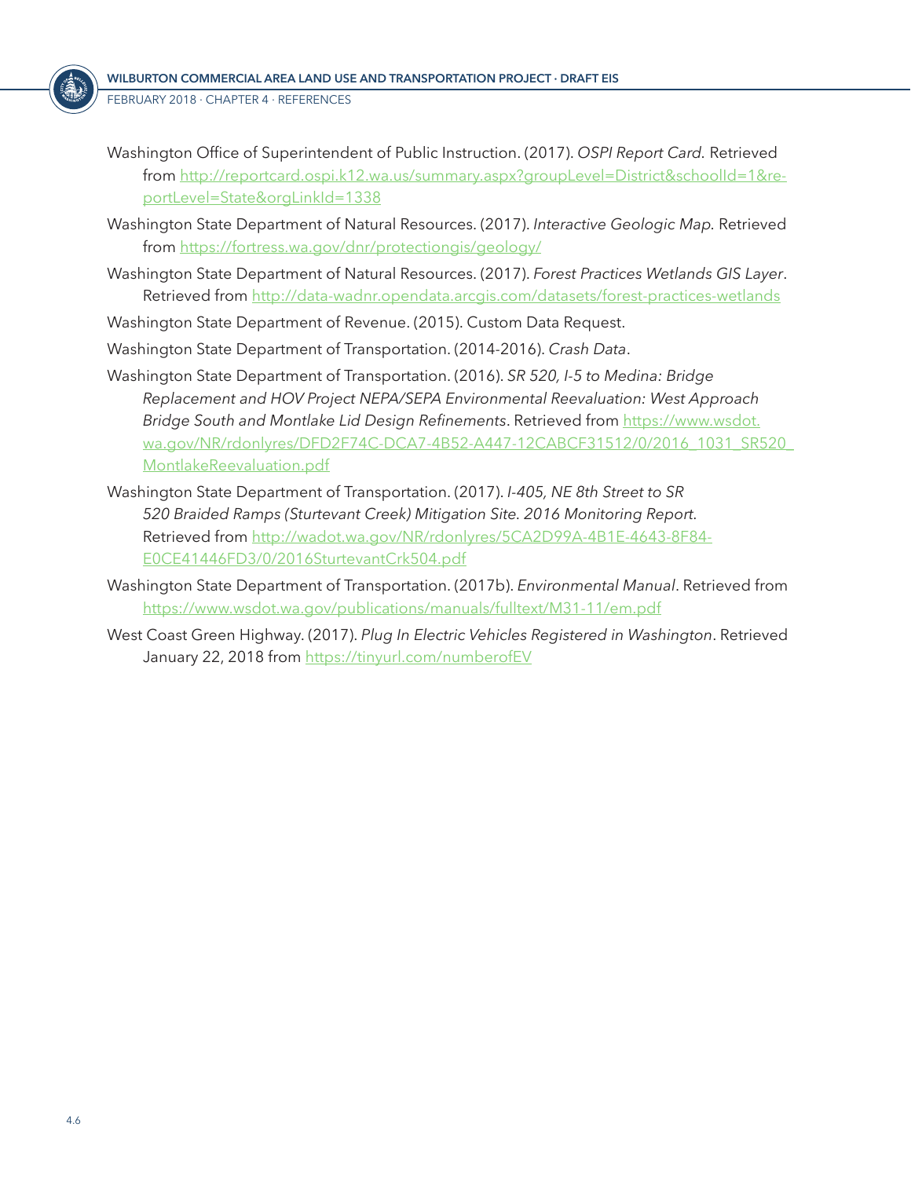Washington Office of Superintendent of Public Instruction. (2017). *OSPI Report Card.* Retrieved from http://reportcard.ospi.k12.wa.us/summary.aspx?groupLevel=District&schoolId=1&reportLevel=State&orgLinkId=1338

Washington State Department of Natural Resources. (2017). *Interactive Geologic Map.* Retrieved from https://fortress.wa.gov/dnr/protectiongis/geology/

Washington State Department of Natural Resources. (2017). *Forest Practices Wetlands GIS Layer*. Retrieved from http://data-wadnr.opendata.arcgis.com/datasets/forest-practices-wetlands

Washington State Department of Revenue. (2015). Custom Data Request.

Washington State Department of Transportation. (2014-2016). *Crash Data*.

Washington State Department of Transportation. (2016). *SR 520, I-5 to Medina: Bridge Replacement and HOV Project NEPA/SEPA Environmental Reevaluation: West Approach Bridge South and Montlake Lid Design Refinements*. Retrieved from https://www.wsdot.wa.gov/NR/rdonlyres/DFD2F74C-DCA7-4B52-A447-12CABCF31512/0/2016_1031_SR520_MontlakeReevaluation.pdf

Washington State Department of Transportation. (2017). *I-405, NE 8th Street to SR 520 Braided Ramps (Sturtevant Creek) Mitigation Site. 2016 Monitoring Report*. Retrieved from http://wadot.wa.gov/NR/rdonlyres/5CA2D99A-4B1E-4643-8F84-E0CE41446FD3/0/2016SturtevantCrk504.pdf

Washington State Department of Transportation. (2017b). *Environmental Manual*. Retrieved from https://www.wsdot.wa.gov/publications/manuals/fulltext/M31-11/em.pdf

West Coast Green Highway. (2017). *Plug In Electric Vehicles Registered in Washington*. Retrieved January 22, 2018 from https://tinyurl.com/numberofEV